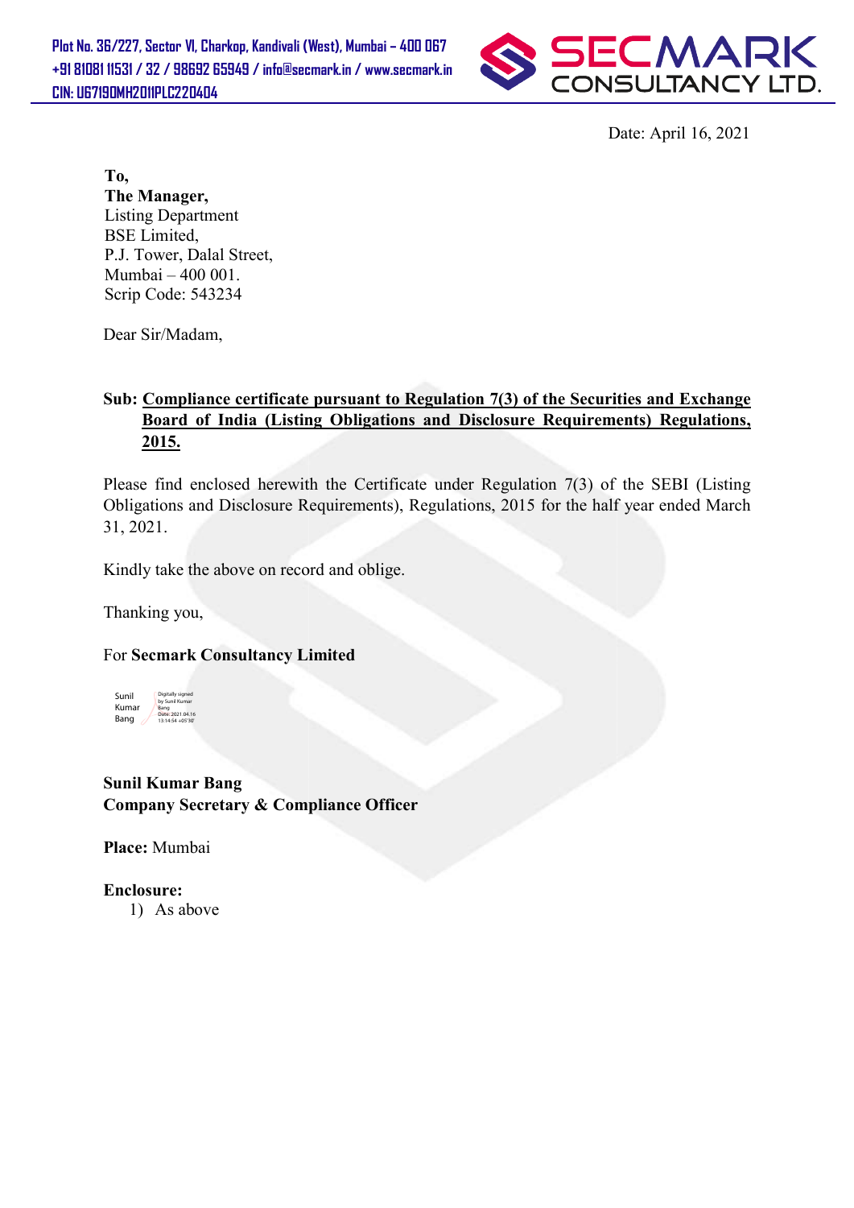Plot No. 36/227, Sector VI, Charkop, Kandivali (West), Mumbai – 400 067
+91 81081 11531 / 32 / 98692 65949 / info@secmark.in / www.secmark.in
CIN: U67190MH2011PLC220404

SECMARK CONSULTANCY LTD.

Date: April 16, 2021

**To,**
**The Manager,**
Listing Department
BSE Limited,
P.J. Tower, Dalal Street,
Mumbai – 400 001.
Scrip Code: 543234

Dear Sir/Madam,

**Sub: Compliance certificate pursuant to Regulation 7(3) of the Securities and Exchange Board of India (Listing Obligations and Disclosure Requirements) Regulations, 2015.**

Please find enclosed herewith the Certificate under Regulation 7(3) of the SEBI (Listing Obligations and Disclosure Requirements), Regulations, 2015 for the half year ended March 31, 2021.

Kindly take the above on record and oblige.

Thanking you,

For **Secmark Consultancy Limited**

Sunil Kumar Bang
Digitally signed by Sunil Kumar Bang
Date: 2021.04.16 13:14:54 +05'30'

**Sunil Kumar Bang**
**Company Secretary & Compliance Officer**

**Place:** Mumbai

**Enclosure:**

1) As above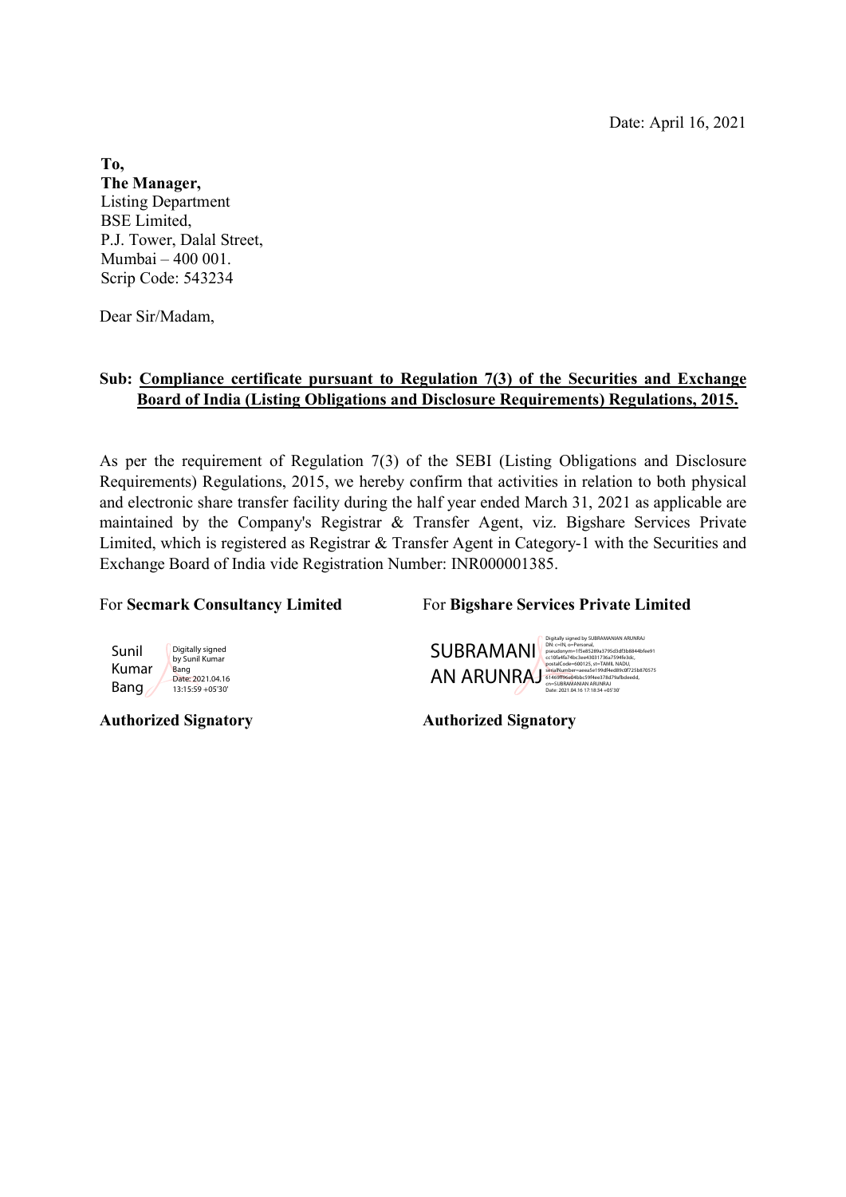Date: April 16, 2021

**To,**
**The Manager,**
Listing Department
BSE Limited,
P.J. Tower, Dalal Street,
Mumbai – 400 001.
Scrip Code: 543234

Dear Sir/Madam,

**Sub: Compliance certificate pursuant to Regulation 7(3) of the Securities and Exchange Board of India (Listing Obligations and Disclosure Requirements) Regulations, 2015.**

As per the requirement of Regulation 7(3) of the SEBI (Listing Obligations and Disclosure Requirements) Regulations, 2015, we hereby confirm that activities in relation to both physical and electronic share transfer facility during the half year ended March 31, 2021 as applicable are maintained by the Company's Registrar & Transfer Agent, viz. Bigshare Services Private Limited, which is registered as Registrar & Transfer Agent in Category-1 with the Securities and Exchange Board of India vide Registration Number: INR000001385.

For **Secmark Consultancy Limited**

Sunil Kumar Bang
Digitally signed by Sunil Kumar Bang
Date: 2021.04.16 13:15:59 +05'30'

**Authorized Signatory**

For **Bigshare Services Private Limited**

SUBRAMANIAN ARUNRAJ
Digitally signed by SUBRAMANIAN ARUNRAJ
Date: 2021.04.16 17:18:34 +05'30'

**Authorized Signatory**